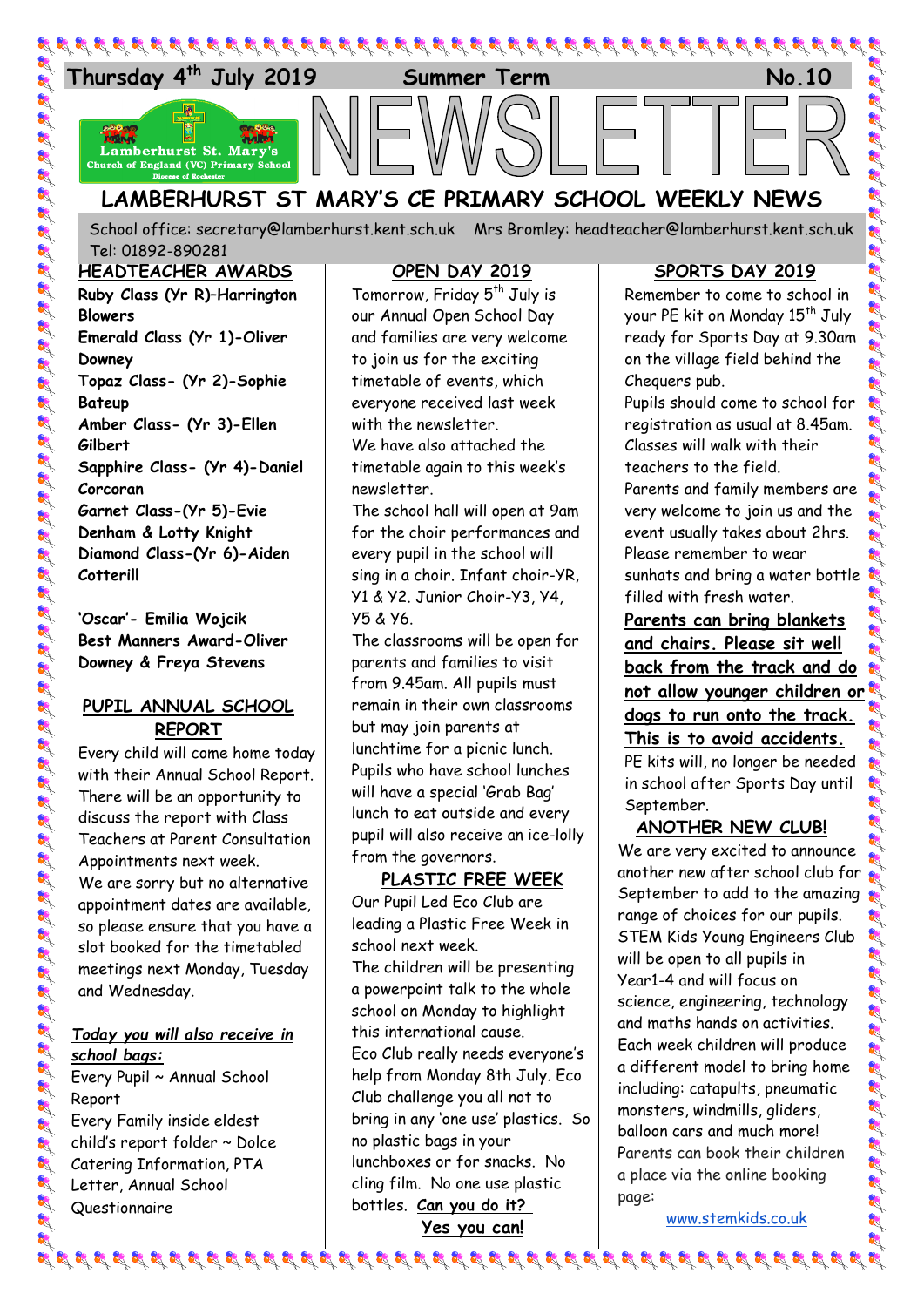Thursday 4th July 2019 Summer Term No.10

Lamberhurst St. Mary's Church of England (VC) Primary School
Diocese of Rochester

# NEWSLETTER

## LAMBERHURST ST MARY'S CE PRIMARY SCHOOL WEEKLY NEWS

School office: secretary@lamberhurst.kent.sch.uk Mrs Bromley: headteacher@lamberhurst.kent.sch.uk
Tel: 01892-890281

### HEADTEACHER AWARDS

**Ruby Class (Yr R)–Harrington Blowers**
**Emerald Class (Yr 1)-Oliver Downey**
**Topaz Class- (Yr 2)-Sophie Bateup**
**Amber Class- (Yr 3)-Ellen Gilbert**
**Sapphire Class- (Yr 4)-Daniel Corcoran**
**Garnet Class-(Yr 5)-Evie Denham & Lotty Knight**
**Diamond Class-(Yr 6)-Aiden Cotterill**

**'Oscar'- Emilia Wojcik**
**Best Manners Award-Oliver Downey & Freya Stevens**

### PUPIL ANNUAL SCHOOL REPORT

Every child will come home today with their Annual School Report. There will be an opportunity to discuss the report with Class Teachers at Parent Consultation Appointments next week.

We are sorry but no alternative appointment dates are available, so please ensure that you have a slot booked for the timetabled meetings next Monday, Tuesday and Wednesday.

***Today you will also receive in school bags:***

Every Pupil ~ Annual School Report

Every Family inside eldest child's report folder ~ Dolce Catering Information, PTA Letter, Annual School Questionnaire

### OPEN DAY 2019

Tomorrow, Friday 5th July is our Annual Open School Day and families are very welcome to join us for the exciting timetable of events, which everyone received last week with the newsletter.

We have also attached the timetable again to this week's newsletter.

The school hall will open at 9am for the choir performances and every pupil in the school will sing in a choir. Infant choir-YR, Y1 & Y2. Junior Choir-Y3, Y4, Y5 & Y6.

The classrooms will be open for parents and families to visit from 9.45am. All pupils must remain in their own classrooms but may join parents at lunchtime for a picnic lunch. Pupils who have school lunches will have a special 'Grab Bag' lunch to eat outside and every pupil will also receive an ice-lolly from the governors.

### PLASTIC FREE WEEK

Our Pupil Led Eco Club are leading a Plastic Free Week in school next week.

The children will be presenting a powerpoint talk to the whole school on Monday to highlight this international cause.

Eco Club really needs everyone's help from Monday 8th July. Eco Club challenge you all not to bring in any 'one use' plastics. So no plastic bags in your lunchboxes or for snacks. No cling film. No one use plastic bottles. **Can you do it?**

**Yes you can!**

### SPORTS DAY 2019

Remember to come to school in your PE kit on Monday 15th July ready for Sports Day at 9.30am on the village field behind the Chequers pub.

Pupils should come to school for registration as usual at 8.45am. Classes will walk with their teachers to the field.

Parents and family members are very welcome to join us and the event usually takes about 2hrs. Please remember to wear sunhats and bring a water bottle filled with fresh water.

**Parents can bring blankets and chairs. Please sit well back from the track and do not allow younger children or dogs to run onto the track. This is to avoid accidents.**

PE kits will, no longer be needed in school after Sports Day until September.

### ANOTHER NEW CLUB!

We are very excited to announce another new after school club for September to add to the amazing range of choices for our pupils. STEM Kids Young Engineers Club will be open to all pupils in Year1-4 and will focus on science, engineering, technology and maths hands on activities. Each week children will produce a different model to bring home including: catapults, pneumatic monsters, windmills, gliders, balloon cars and much more! Parents can book their children a place via the online booking page:

www.stemkids.co.uk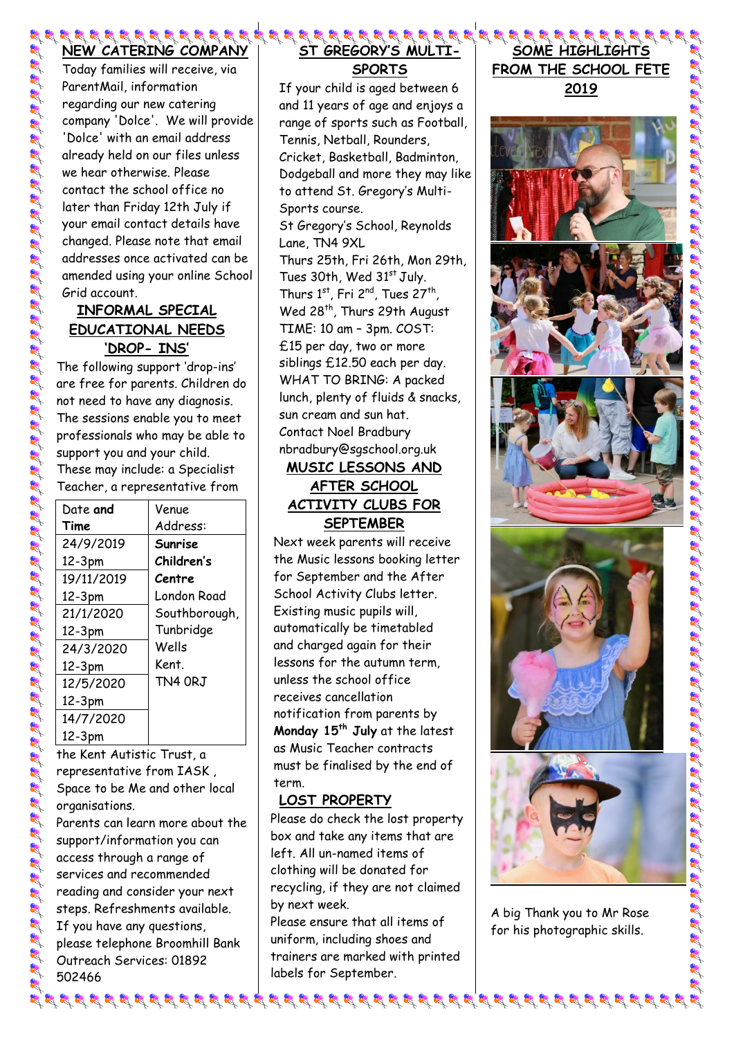## NEW CATERING COMPANY

Today families will receive, via ParentMail, information regarding our new catering company 'Dolce'. We will provide 'Dolce' with an email address already held on our files unless we hear otherwise. Please contact the school office no later than Friday 12th July if your email contact details have changed. Please note that email addresses once activated can be amended using your online School Grid account.

## INFORMAL SPECIAL EDUCATIONAL NEEDS 'DROP- INS'

The following support 'drop-ins' are free for parents. Children do not need to have any diagnosis. The sessions enable you to meet professionals who may be able to support you and your child. These may include: a Specialist Teacher, a representative from the Kent Autistic Trust, a representative from IASK, Space to be Me and other local organisations.

| Date and Time | Venue Address: |
|---|---|
| 24/9/2019 12-3pm | **Sunrise Children's Centre** London Road Southborough, Tunbridge Wells Kent. TN4 0RJ |
| 19/11/2019 12-3pm | |
| 21/1/2020 12-3pm | |
| 24/3/2020 12-3pm | |
| 12/5/2020 12-3pm | |
| 14/7/2020 12-3pm | |

Parents can learn more about the support/information you can access through a range of services and recommended reading and consider your next steps. Refreshments available. If you have any questions, please telephone Broomhill Bank Outreach Services: 01892 502466

## ST GREGORY'S MULTI-SPORTS

If your child is aged between 6 and 11 years of age and enjoys a range of sports such as Football, Tennis, Netball, Rounders, Cricket, Basketball, Badminton, Dodgeball and more they may like to attend St. Gregory's Multi-Sports course.

St Gregory's School, Reynolds Lane, TN4 9XL

Thurs 25th, Fri 26th, Mon 29th, Tues 30th, Wed 31st July. Thurs 1st, Fri 2nd, Tues 27th, Wed 28th, Thurs 29th August

TIME: 10 am – 3pm. COST: £15 per day, two or more siblings £12.50 each per day.

WHAT TO BRING: A packed lunch, plenty of fluids & snacks, sun cream and sun hat.

Contact Noel Bradbury nbradbury@sgschool.org.uk

## MUSIC LESSONS AND AFTER SCHOOL ACTIVITY CLUBS FOR SEPTEMBER

Next week parents will receive the Music lessons booking letter for September and the After School Activity Clubs letter. Existing music pupils will, automatically be timetabled and charged again for their lessons for the autumn term, unless the school office receives cancellation notification from parents by **Monday 15th July** at the latest as Music Teacher contracts must be finalised by the end of term.

## LOST PROPERTY

Please do check the lost property box and take any items that are left. All un-named items of clothing will be donated for recycling, if they are not claimed by next week.

Please ensure that all items of uniform, including shoes and trainers are marked with printed labels for September.

## SOME HIGHLIGHTS FROM THE SCHOOL FETE 2019

A big Thank you to Mr Rose for his photographic skills.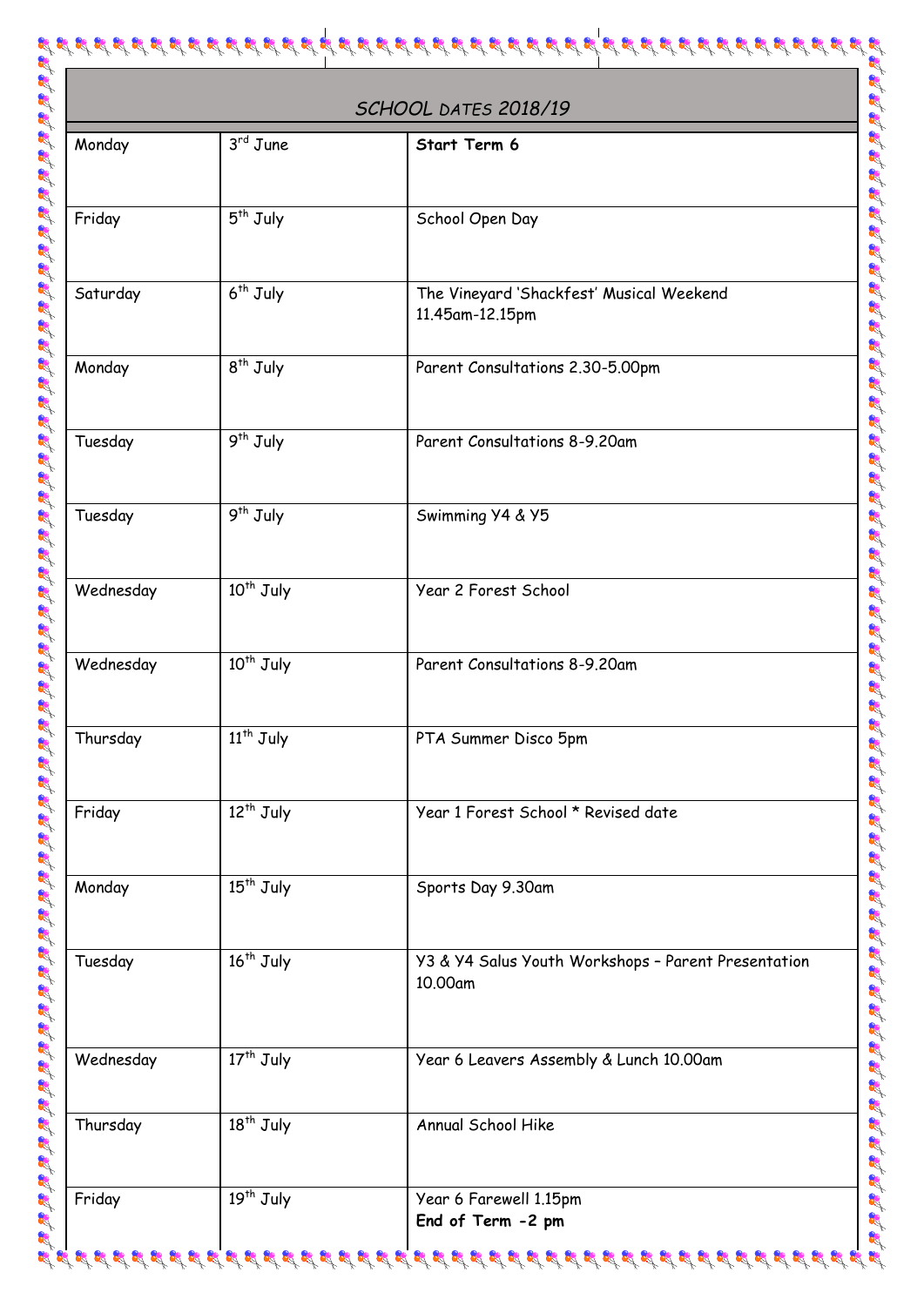| *SCHOOL DATES 2018/19* | | |
|---|---|---|
| Monday | 3rd June | **Start Term 6** |
| Friday | 5th July | School Open Day |
| Saturday | 6th July | The Vineyard 'Shackfest' Musical Weekend 11.45am-12.15pm |
| Monday | 8th July | Parent Consultations 2.30-5.00pm |
| Tuesday | 9th July | Parent Consultations 8-9.20am |
| Tuesday | 9th July | Swimming Y4 & Y5 |
| Wednesday | 10th July | Year 2 Forest School |
| Wednesday | 10th July | Parent Consultations 8-9.20am |
| Thursday | 11th July | PTA Summer Disco 5pm |
| Friday | 12th July | Year 1 Forest School * Revised date |
| Monday | 15th July | Sports Day 9.30am |
| Tuesday | 16th July | Y3 & Y4 Salus Youth Workshops – Parent Presentation 10.00am |
| Wednesday | 17th July | Year 6 Leavers Assembly & Lunch 10.00am |
| Thursday | 18th July | Annual School Hike |
| Friday | 19th July | Year 6 Farewell 1.15pm **End of Term -2 pm** |